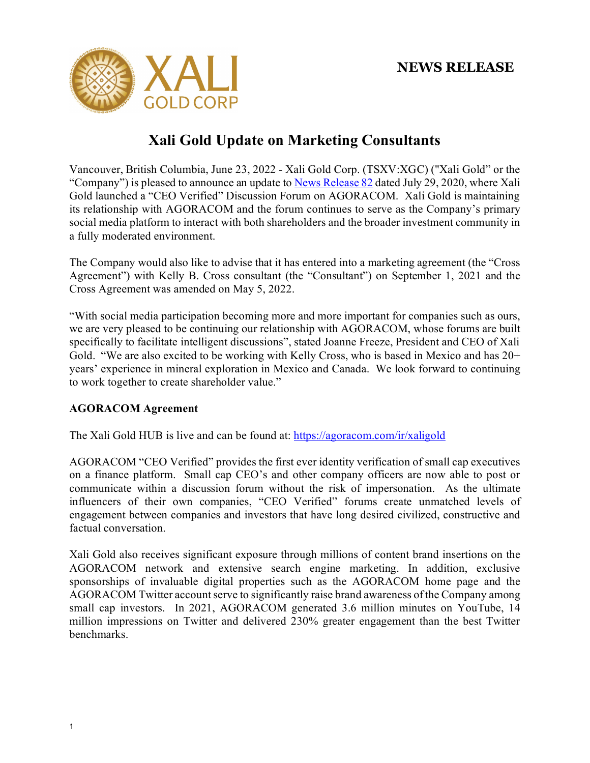**NEWS RELEASE**

# Xali Gold Update on Marketing Consultants

Vancouver, British Columbia, June 23, 2022 - Xali Gold Corp. (TSXV:XGC) ("Xali Gold" or the "Company") is pleased to announce an update to News Release 82 dated July 29, 2020, where Xali Gold launched a "CEO Verified" Discussion Forum on AGORACOM. Xali Gold is maintaining its relationship with AGORACOM and the forum continues to serve as the Company's primary social media platform to interact with both shareholders and the broader investment community in a fully moderated environment.

The Company would also like to advise that it has entered into a marketing agreement (the "Cross Agreement") with Kelly B. Cross consultant (the "Consultant") on September 1, 2021 and the Cross Agreement was amended on May 5, 2022.

"With social media participation becoming more and more important for companies such as ours, we are very pleased to be continuing our relationship with AGORACOM, whose forums are built specifically to facilitate intelligent discussions", stated Joanne Freeze, President and CEO of Xali Gold. "We are also excited to be working with Kelly Cross, who is based in Mexico and has 20+ years' experience in mineral exploration in Mexico and Canada. We look forward to continuing to work together to create shareholder value."

## AGORACOM Agreement

The Xali Gold HUB is live and can be found at: https://agoracom.com/ir/xaligold

AGORACOM "CEO Verified" provides the first ever identity verification of small cap executives on a finance platform. Small cap CEO's and other company officers are now able to post or communicate within a discussion forum without the risk of impersonation. As the ultimate influencers of their own companies, "CEO Verified" forums create unmatched levels of engagement between companies and investors that have long desired civilized, constructive and factual conversation.

Xali Gold also receives significant exposure through millions of content brand insertions on the AGORACOM network and extensive search engine marketing. In addition, exclusive sponsorships of invaluable digital properties such as the AGORACOM home page and the AGORACOM Twitter account serve to significantly raise brand awareness of the Company among small cap investors. In 2021, AGORACOM generated 3.6 million minutes on YouTube, 14 million impressions on Twitter and delivered 230% greater engagement than the best Twitter benchmarks.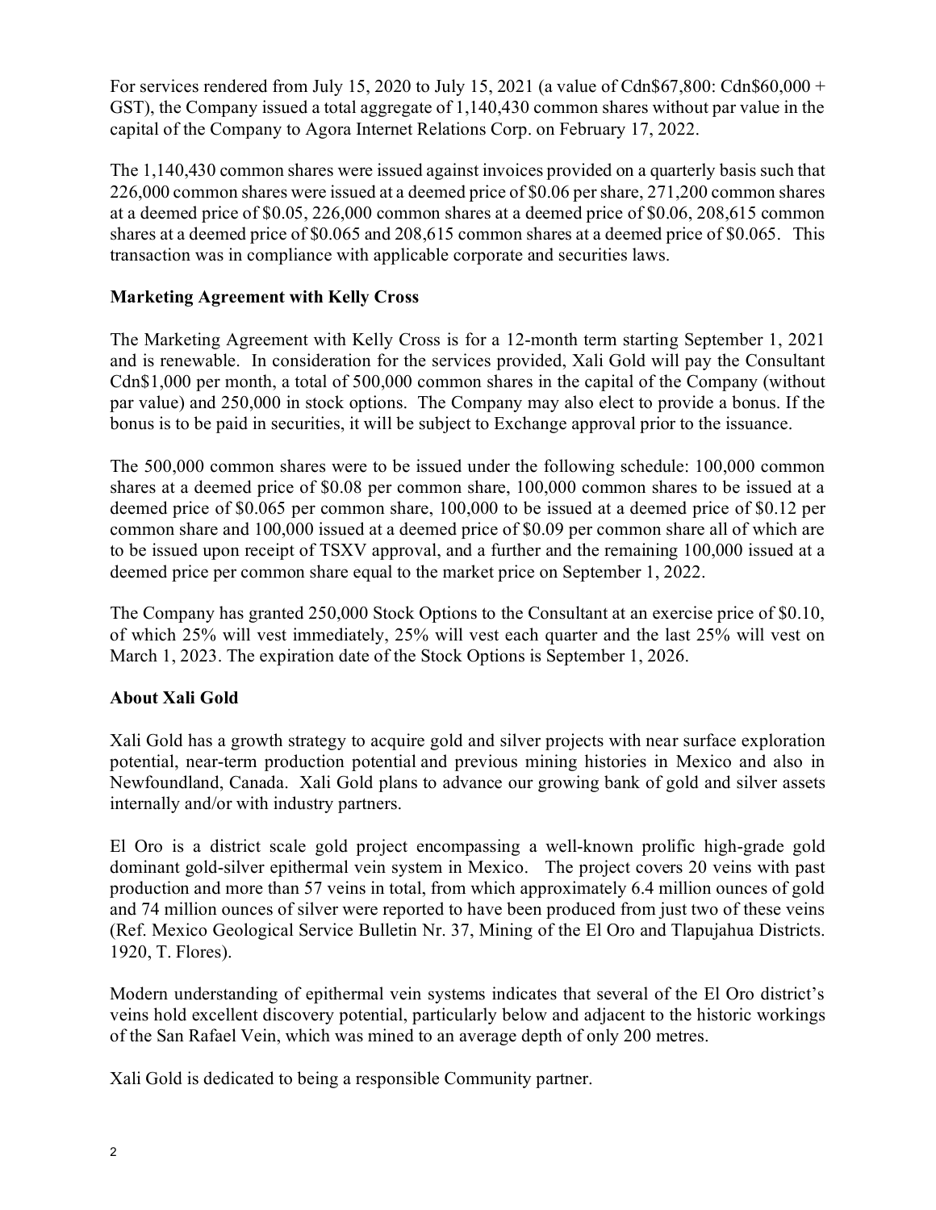For services rendered from July 15, 2020 to July 15, 2021 (a value of Cdn$67,800: Cdn$60,000 + GST), the Company issued a total aggregate of 1,140,430 common shares without par value in the capital of the Company to Agora Internet Relations Corp. on February 17, 2022.

The 1,140,430 common shares were issued against invoices provided on a quarterly basis such that 226,000 common shares were issued at a deemed price of $0.06 per share, 271,200 common shares at a deemed price of $0.05, 226,000 common shares at a deemed price of $0.06, 208,615 common shares at a deemed price of $0.065 and 208,615 common shares at a deemed price of $0.065. This transaction was in compliance with applicable corporate and securities laws.

**Marketing Agreement with Kelly Cross**

The Marketing Agreement with Kelly Cross is for a 12-month term starting September 1, 2021 and is renewable. In consideration for the services provided, Xali Gold will pay the Consultant Cdn$1,000 per month, a total of 500,000 common shares in the capital of the Company (without par value) and 250,000 in stock options. The Company may also elect to provide a bonus. If the bonus is to be paid in securities, it will be subject to Exchange approval prior to the issuance.

The 500,000 common shares were to be issued under the following schedule: 100,000 common shares at a deemed price of $0.08 per common share, 100,000 common shares to be issued at a deemed price of $0.065 per common share, 100,000 to be issued at a deemed price of $0.12 per common share and 100,000 issued at a deemed price of $0.09 per common share all of which are to be issued upon receipt of TSXV approval, and a further and the remaining 100,000 issued at a deemed price per common share equal to the market price on September 1, 2022.

The Company has granted 250,000 Stock Options to the Consultant at an exercise price of $0.10, of which 25% will vest immediately, 25% will vest each quarter and the last 25% will vest on March 1, 2023. The expiration date of the Stock Options is September 1, 2026.

**About Xali Gold**

Xali Gold has a growth strategy to acquire gold and silver projects with near surface exploration potential, near-term production potential and previous mining histories in Mexico and also in Newfoundland, Canada. Xali Gold plans to advance our growing bank of gold and silver assets internally and/or with industry partners.

El Oro is a district scale gold project encompassing a well-known prolific high-grade gold dominant gold-silver epithermal vein system in Mexico. The project covers 20 veins with past production and more than 57 veins in total, from which approximately 6.4 million ounces of gold and 74 million ounces of silver were reported to have been produced from just two of these veins (Ref. Mexico Geological Service Bulletin Nr. 37, Mining of the El Oro and Tlapujahua Districts. 1920, T. Flores).

Modern understanding of epithermal vein systems indicates that several of the El Oro district's veins hold excellent discovery potential, particularly below and adjacent to the historic workings of the San Rafael Vein, which was mined to an average depth of only 200 metres.

Xali Gold is dedicated to being a responsible Community partner.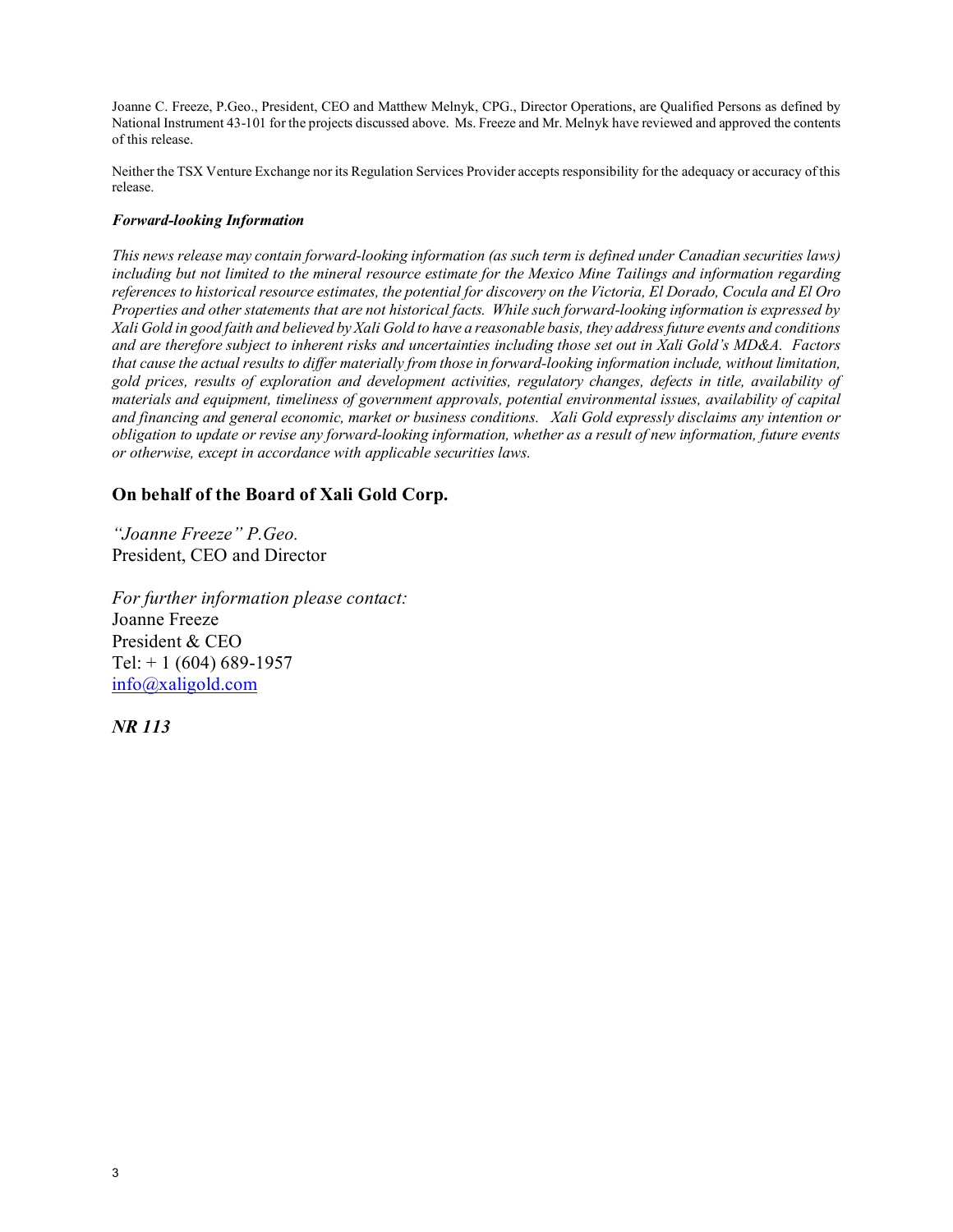Joanne C. Freeze, P.Geo., President, CEO and Matthew Melnyk, CPG., Director Operations, are Qualified Persons as defined by National Instrument 43-101 for the projects discussed above. Ms. Freeze and Mr. Melnyk have reviewed and approved the contents of this release.

Neither the TSX Venture Exchange nor its Regulation Services Provider accepts responsibility for the adequacy or accuracy of this release.

***Forward-looking Information***

*This news release may contain forward-looking information (as such term is defined under Canadian securities laws) including but not limited to the mineral resource estimate for the Mexico Mine Tailings and information regarding references to historical resource estimates, the potential for discovery on the Victoria, El Dorado, Cocula and El Oro Properties and other statements that are not historical facts. While such forward-looking information is expressed by Xali Gold in good faith and believed by Xali Gold to have a reasonable basis, they address future events and conditions and are therefore subject to inherent risks and uncertainties including those set out in Xali Gold's MD&A. Factors that cause the actual results to differ materially from those in forward-looking information include, without limitation, gold prices, results of exploration and development activities, regulatory changes, defects in title, availability of materials and equipment, timeliness of government approvals, potential environmental issues, availability of capital and financing and general economic, market or business conditions. Xali Gold expressly disclaims any intention or obligation to update or revise any forward-looking information, whether as a result of new information, future events or otherwise, except in accordance with applicable securities laws.*

## On behalf of the Board of Xali Gold Corp.

*"Joanne Freeze" P.Geo.*
President, CEO and Director

*For further information please contact:*
Joanne Freeze
President & CEO
Tel: + 1 (604) 689-1957
info@xaligold.com

***NR 113***